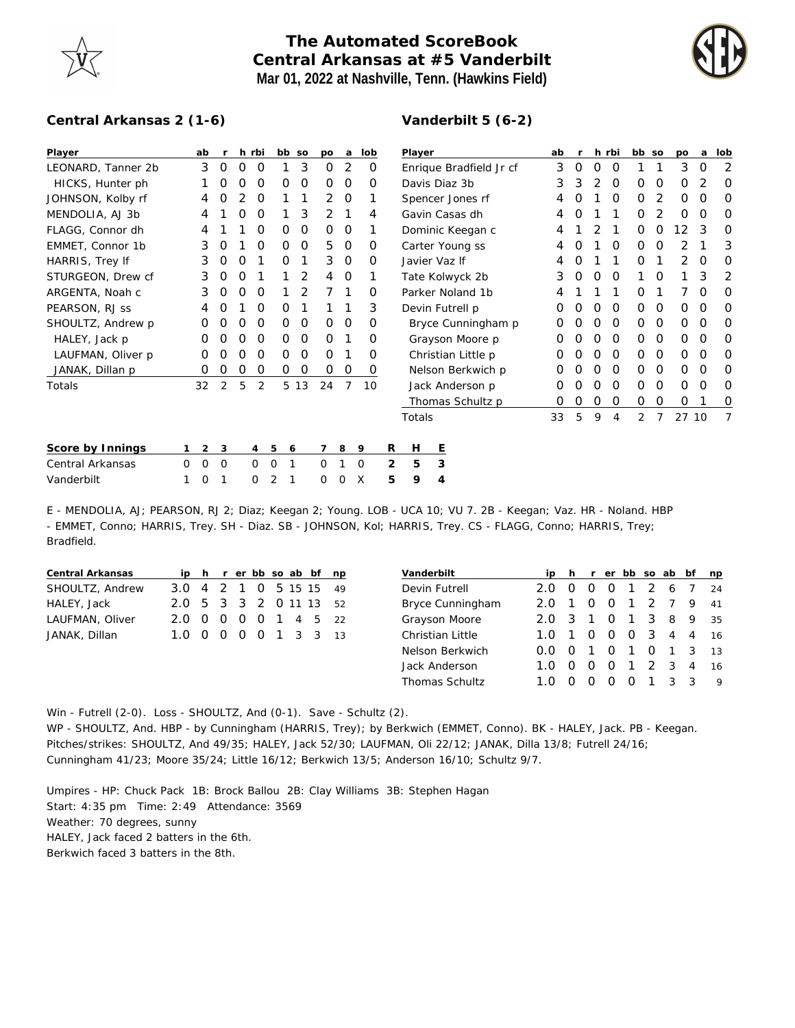# The Automated ScoreBook
## Central Arkansas at #5 Vanderbilt
**Mar 01, 2022 at Nashville, Tenn. (Hawkins Field)**

### Central Arkansas 2 (1-6)

| Player | ab | r | h | rbi | bb | so | po | a | lob |
|---|---|---|---|---|---|---|---|---|---|
| LEONARD, Tanner 2b | 3 | 0 | 0 | 0 | 1 | 3 | 0 | 2 | 0 |
| HICKS, Hunter ph | 1 | 0 | 0 | 0 | 0 | 0 | 0 | 0 | 0 |
| JOHNSON, Kolby rf | 4 | 0 | 2 | 0 | 1 | 1 | 2 | 0 | 1 |
| MENDOLIA, AJ 3b | 4 | 1 | 0 | 0 | 1 | 3 | 2 | 1 | 4 |
| FLAGG, Connor dh | 4 | 1 | 1 | 0 | 0 | 0 | 0 | 0 | 1 |
| EMMET, Connor 1b | 3 | 0 | 1 | 0 | 0 | 0 | 5 | 0 | 0 |
| HARRIS, Trey lf | 3 | 0 | 0 | 1 | 0 | 1 | 3 | 0 | 0 |
| STURGEON, Drew cf | 3 | 0 | 0 | 1 | 1 | 2 | 4 | 0 | 1 |
| ARGENTA, Noah c | 3 | 0 | 0 | 0 | 1 | 2 | 7 | 1 | 0 |
| PEARSON, RJ ss | 4 | 0 | 1 | 0 | 0 | 1 | 1 | 1 | 3 |
| SHOULTZ, Andrew p | 0 | 0 | 0 | 0 | 0 | 0 | 0 | 0 | 0 |
| HALEY, Jack p | 0 | 0 | 0 | 0 | 0 | 0 | 0 | 1 | 0 |
| LAUFMAN, Oliver p | 0 | 0 | 0 | 0 | 0 | 0 | 0 | 1 | 0 |
| JANAK, Dillan p | 0 | 0 | 0 | 0 | 0 | 0 | 0 | 0 | 0 |
| Totals | 32 | 2 | 5 | 2 | 5 | 13 | 24 | 7 | 10 |

### Vanderbilt 5 (6-2)

| Player | ab | r | h | rbi | bb | so | po | a | lob |
|---|---|---|---|---|---|---|---|---|---|
| Enrique Bradfield Jr cf | 3 | 0 | 0 | 0 | 1 | 1 | 3 | 0 | 2 |
| Davis Diaz 3b | 3 | 3 | 2 | 0 | 0 | 0 | 0 | 2 | 0 |
| Spencer Jones rf | 4 | 0 | 1 | 0 | 0 | 2 | 0 | 0 | 0 |
| Gavin Casas dh | 4 | 0 | 1 | 1 | 0 | 2 | 0 | 0 | 0 |
| Dominic Keegan c | 4 | 1 | 2 | 1 | 0 | 0 | 12 | 3 | 0 |
| Carter Young ss | 4 | 0 | 1 | 0 | 0 | 0 | 2 | 1 | 3 |
| Javier Vaz lf | 4 | 0 | 1 | 1 | 0 | 1 | 2 | 0 | 0 |
| Tate Kolwyck 2b | 3 | 0 | 0 | 0 | 1 | 0 | 1 | 3 | 2 |
| Parker Noland 1b | 4 | 1 | 1 | 1 | 0 | 1 | 7 | 0 | 0 |
| Devin Futrell p | 0 | 0 | 0 | 0 | 0 | 0 | 0 | 0 | 0 |
| Bryce Cunningham p | 0 | 0 | 0 | 0 | 0 | 0 | 0 | 0 | 0 |
| Grayson Moore p | 0 | 0 | 0 | 0 | 0 | 0 | 0 | 0 | 0 |
| Christian Little p | 0 | 0 | 0 | 0 | 0 | 0 | 0 | 0 | 0 |
| Nelson Berkwich p | 0 | 0 | 0 | 0 | 0 | 0 | 0 | 0 | 0 |
| Jack Anderson p | 0 | 0 | 0 | 0 | 0 | 0 | 0 | 0 | 0 |
| Thomas Schultz p | 0 | 0 | 0 | 0 | 0 | 0 | 0 | 1 | 0 |
| Totals | 33 | 5 | 9 | 4 | 2 | 7 | 27 | 10 | 7 |

| Score by Innings | 1 | 2 | 3 | 4 | 5 | 6 | 7 | 8 | 9 | R | H | E |
|---|---|---|---|---|---|---|---|---|---|---|---|---|
| Central Arkansas | 0 | 0 | 0 | 0 | 0 | 1 | 0 | 1 | 0 | 2 | 5 | 3 |
| Vanderbilt | 1 | 0 | 1 | 0 | 2 | 1 | 0 | 0 | X | 5 | 9 | 4 |

E - MENDOLIA, AJ; PEARSON, RJ 2; Diaz; Keegan 2; Young. LOB - UCA 10; VU 7. 2B - Keegan; Vaz. HR - Noland. HBP - EMMET, Conno; HARRIS, Trey. SH - Diaz. SB - JOHNSON, Kol; HARRIS, Trey. CS - FLAGG, Conno; HARRIS, Trey; Bradfield.

| Central Arkansas | ip | h | r | er | bb | so | ab | bf | np |
|---|---|---|---|---|---|---|---|---|---|
| SHOULTZ, Andrew | 3.0 | 4 | 2 | 1 | 0 | 5 | 15 | 15 | 49 |
| HALEY, Jack | 2.0 | 5 | 3 | 3 | 2 | 0 | 11 | 13 | 52 |
| LAUFMAN, Oliver | 2.0 | 0 | 0 | 0 | 0 | 1 | 4 | 5 | 22 |
| JANAK, Dillan | 1.0 | 0 | 0 | 0 | 0 | 1 | 3 | 3 | 13 |

| Vanderbilt | ip | h | r | er | bb | so | ab | bf | np |
|---|---|---|---|---|---|---|---|---|---|
| Devin Futrell | 2.0 | 0 | 0 | 0 | 1 | 2 | 6 | 7 | 24 |
| Bryce Cunningham | 2.0 | 1 | 0 | 0 | 1 | 2 | 7 | 9 | 41 |
| Grayson Moore | 2.0 | 3 | 1 | 0 | 1 | 3 | 8 | 9 | 35 |
| Christian Little | 1.0 | 1 | 0 | 0 | 0 | 3 | 4 | 4 | 16 |
| Nelson Berkwich | 0.0 | 0 | 1 | 0 | 1 | 0 | 1 | 3 | 13 |
| Jack Anderson | 1.0 | 0 | 0 | 0 | 1 | 2 | 3 | 4 | 16 |
| Thomas Schultz | 1.0 | 0 | 0 | 0 | 0 | 1 | 3 | 3 | 9 |

Win - Futrell (2-0). Loss - SHOULTZ, And (0-1). Save - Schultz (2).
WP - SHOULTZ, And. HBP - by Cunningham (HARRIS, Trey); by Berkwich (EMMET, Conno). BK - HALEY, Jack. PB - Keegan.
Pitches/strikes: SHOULTZ, And 49/35; HALEY, Jack 52/30; LAUFMAN, Oli 22/12; JANAK, Dilla 13/8; Futrell 24/16; Cunningham 41/23; Moore 35/24; Little 16/12; Berkwich 13/5; Anderson 16/10; Schultz 9/7.

Umpires - HP: Chuck Pack 1B: Brock Ballou 2B: Clay Williams 3B: Stephen Hagan
Start: 4:35 pm Time: 2:49 Attendance: 3569
Weather: 70 degrees, sunny
HALEY, Jack faced 2 batters in the 6th.
Berkwich faced 3 batters in the 8th.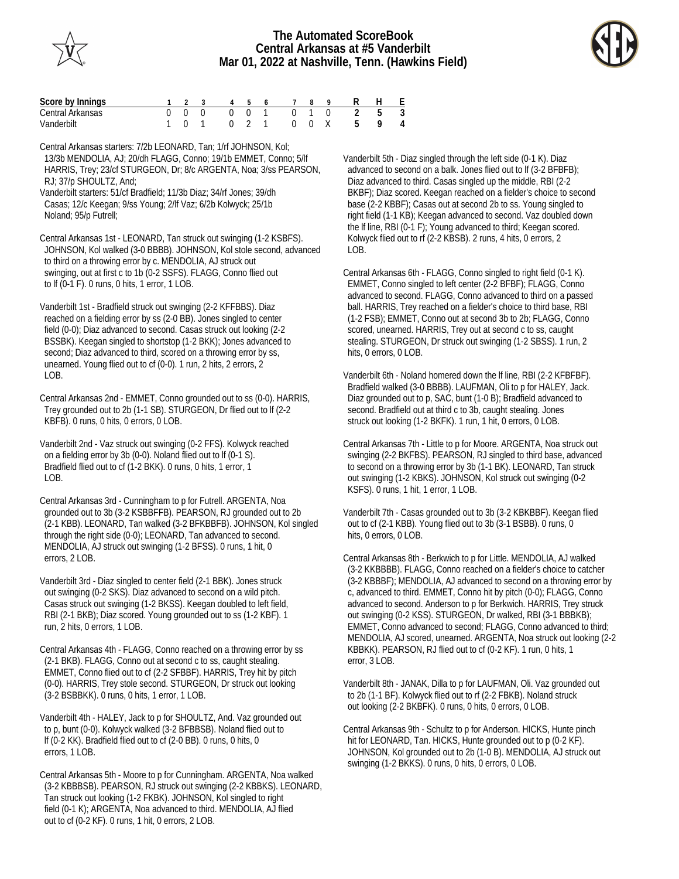# The Automated ScoreBook
## Central Arkansas at #5 Vanderbilt
## Mar 01, 2022 at Nashville, Tenn. (Hawkins Field)

| Score by Innings | 1 | 2 | 3 | 4 | 5 | 6 | 7 | 8 | 9 | R | H | E |
|---|---|---|---|---|---|---|---|---|---|---|---|---|
| Central Arkansas | 0 | 0 | 0 | 0 | 0 | 1 | 0 | 1 | 0 | 2 | 5 | 3 |
| Vanderbilt | 1 | 0 | 1 | 0 | 2 | 1 | 0 | 0 | X | 5 | 9 | 4 |

Central Arkansas starters: 7/2b LEONARD, Tan; 1/rf JOHNSON, Kol; 13/3b MENDOLIA, AJ; 20/dh FLAGG, Conno; 19/1b EMMET, Conno; 5/lf HARRIS, Trey; 23/cf STURGEON, Dr; 8/c ARGENTA, Noa; 3/ss PEARSON, RJ; 37/p SHOULTZ, And;

Vanderbilt starters: 51/cf Bradfield; 11/3b Diaz; 34/rf Jones; 39/dh Casas; 12/c Keegan; 9/ss Young; 2/lf Vaz; 6/2b Kolwyck; 25/1b Noland; 95/p Futrell;

Central Arkansas 1st - LEONARD, Tan struck out swinging (1-2 KSBFS). JOHNSON, Kol walked (3-0 BBBB). JOHNSON, Kol stole second, advanced to third on a throwing error by c. MENDOLIA, AJ struck out swinging, out at first c to 1b (0-2 SSFS). FLAGG, Conno flied out to lf (0-1 F). 0 runs, 0 hits, 1 error, 1 LOB.

Vanderbilt 1st - Bradfield struck out swinging (2-2 KFFBBS). Diaz reached on a fielding error by ss (2-0 BB). Jones singled to center field (0-0); Diaz advanced to second. Casas struck out looking (2-2 BSSBK). Keegan singled to shortstop (1-2 BKK); Jones advanced to second; Diaz advanced to third, scored on a throwing error by ss, unearned. Young flied out to cf (0-0). 1 run, 2 hits, 2 errors, 2 LOB.

Central Arkansas 2nd - EMMET, Conno grounded out to ss (0-0). HARRIS, Trey grounded out to 2b (1-1 SB). STURGEON, Dr flied out to lf (2-2 KBFB). 0 runs, 0 hits, 0 errors, 0 LOB.

Vanderbilt 2nd - Vaz struck out swinging (0-2 FFS). Kolwyck reached on a fielding error by 3b (0-0). Noland flied out to lf (0-1 S). Bradfield flied out to cf (1-2 BKK). 0 runs, 0 hits, 1 error, 1 LOB.

Central Arkansas 3rd - Cunningham to p for Futrell. ARGENTA, Noa grounded out to 3b (3-2 KSBBFFB). PEARSON, RJ grounded out to 2b (2-1 KBB). LEONARD, Tan walked (3-2 BFKBBFB). JOHNSON, Kol singled through the right side (0-0); LEONARD, Tan advanced to second. MENDOLIA, AJ struck out swinging (1-2 BFSS). 0 runs, 1 hit, 0 errors, 2 LOB.

Vanderbilt 3rd - Diaz singled to center field (2-1 BBK). Jones struck out swinging (0-2 SKS). Diaz advanced to second on a wild pitch. Casas struck out swinging (1-2 BKSS). Keegan doubled to left field, RBI (2-1 BKB); Diaz scored. Young grounded out to ss (1-2 KBF). 1 run, 2 hits, 0 errors, 1 LOB.

Central Arkansas 4th - FLAGG, Conno reached on a throwing error by ss (2-1 BKB). FLAGG, Conno out at second c to ss, caught stealing. EMMET, Conno flied out to cf (2-2 SFBBF). HARRIS, Trey hit by pitch (0-0). HARRIS, Trey stole second. STURGEON, Dr struck out looking (3-2 BSBBKK). 0 runs, 0 hits, 1 error, 1 LOB.

Vanderbilt 4th - HALEY, Jack to p for SHOULTZ, And. Vaz grounded out to p, bunt (0-0). Kolwyck walked (3-2 BFBBSB). Noland flied out to lf (0-2 KK). Bradfield flied out to cf (2-0 BB). 0 runs, 0 hits, 0 errors, 1 LOB.

Central Arkansas 5th - Moore to p for Cunningham. ARGENTA, Noa walked (3-2 KBBBSB). PEARSON, RJ struck out swinging (2-2 KBBKS). LEONARD, Tan struck out looking (1-2 FKBK). JOHNSON, Kol singled to right field (0-1 K); ARGENTA, Noa advanced to third. MENDOLIA, AJ flied out to cf (0-2 KF). 0 runs, 1 hit, 0 errors, 2 LOB.

Vanderbilt 5th - Diaz singled through the left side (0-1 K). Diaz advanced to second on a balk. Jones flied out to lf (3-2 BFBFB); Diaz advanced to third. Casas singled up the middle, RBI (2-2 BKBF); Diaz scored. Keegan reached on a fielder's choice to second base (2-2 KBBF); Casas out at second 2b to ss. Young singled to right field (1-1 KB); Keegan advanced to second. Vaz doubled down the lf line, RBI (0-1 F); Young advanced to third; Keegan scored. Kolwyck flied out to rf (2-2 KBSB). 2 runs, 4 hits, 0 errors, 2 LOB.

Central Arkansas 6th - FLAGG, Conno singled to right field (0-1 K). EMMET, Conno singled to left center (2-2 BFBF); FLAGG, Conno advanced to second. FLAGG, Conno advanced to third on a passed ball. HARRIS, Trey reached on a fielder's choice to third base, RBI (1-2 FSB); EMMET, Conno out at second 3b to 2b; FLAGG, Conno scored, unearned. HARRIS, Trey out at second c to ss, caught stealing. STURGEON, Dr struck out swinging (1-2 SBSS). 1 run, 2 hits, 0 errors, 0 LOB.

Vanderbilt 6th - Noland homered down the lf line, RBI (2-2 KFBFBF). Bradfield walked (3-0 BBBB). LAUFMAN, Oli to p for HALEY, Jack. Diaz grounded out to p, SAC, bunt (1-0 B); Bradfield advanced to second. Bradfield out at third c to 3b, caught stealing. Jones struck out looking (1-2 BKFK). 1 run, 1 hit, 0 errors, 0 LOB.

Central Arkansas 7th - Little to p for Moore. ARGENTA, Noa struck out swinging (2-2 BKFBS). PEARSON, RJ singled to third base, advanced to second on a throwing error by 3b (1-1 BK). LEONARD, Tan struck out swinging (1-2 KBKS). JOHNSON, Kol struck out swinging (0-2 KSFS). 0 runs, 1 hit, 1 error, 1 LOB.

Vanderbilt 7th - Casas grounded out to 3b (3-2 KBKBBF). Keegan flied out to cf (2-1 KBB). Young flied out to 3b (3-1 BSBB). 0 runs, 0 hits, 0 errors, 0 LOB.

Central Arkansas 8th - Berkwich to p for Little. MENDOLIA, AJ walked (3-2 KKBBBB). FLAGG, Conno reached on a fielder's choice to catcher (3-2 KBBBF); MENDOLIA, AJ advanced to second on a throwing error by c, advanced to third. EMMET, Conno hit by pitch (0-0); FLAGG, Conno advanced to second. Anderson to p for Berkwich. HARRIS, Trey struck out swinging (0-2 KSS). STURGEON, Dr walked, RBI (3-1 BBBKB); EMMET, Conno advanced to second; FLAGG, Conno advanced to third; MENDOLIA, AJ scored, unearned. ARGENTA, Noa struck out looking (2-2 KBBKK). PEARSON, RJ flied out to cf (0-2 KF). 1 run, 0 hits, 1 error, 3 LOB.

Vanderbilt 8th - JANAK, Dilla to p for LAUFMAN, Oli. Vaz grounded out to 2b (1-1 BF). Kolwyck flied out to rf (2-2 FBKB). Noland struck out looking (2-2 BKBFK). 0 runs, 0 hits, 0 errors, 0 LOB.

Central Arkansas 9th - Schultz to p for Anderson. HICKS, Hunte pinch hit for LEONARD, Tan. HICKS, Hunte grounded out to p (0-2 KF). JOHNSON, Kol grounded out to 2b (1-0 B). MENDOLIA, AJ struck out swinging (1-2 BKKS). 0 runs, 0 hits, 0 errors, 0 LOB.